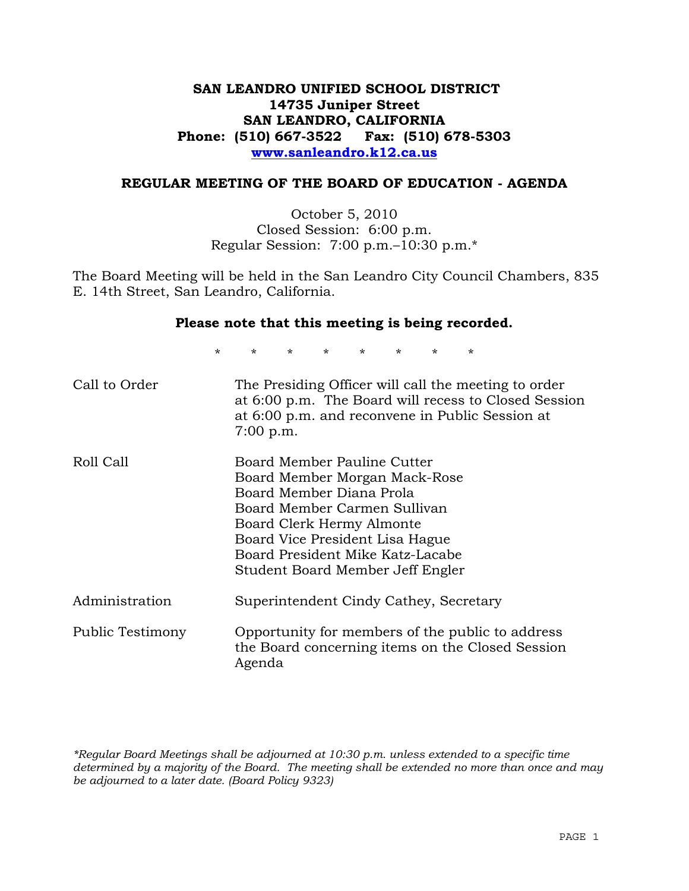**SAN LEANDRO UNIFIED SCHOOL DISTRICT**
**14735 Juniper Street**
**SAN LEANDRO, CALIFORNIA**
**Phone: (510) 667-3522 Fax: (510) 678-5303**
**www.sanleandro.k12.ca.us**

## REGULAR MEETING OF THE BOARD OF EDUCATION - AGENDA

October 5, 2010
Closed Session: 6:00 p.m.
Regular Session: 7:00 p.m.–10:30 p.m.*

The Board Meeting will be held in the San Leandro City Council Chambers, 835 E. 14th Street, San Leandro, California.

**Please note that this meeting is being recorded.**

\* \* \* \* \* \* \* \*

| | |
|---|---|
| Call to Order | The Presiding Officer will call the meeting to order at 6:00 p.m. The Board will recess to Closed Session at 6:00 p.m. and reconvene in Public Session at 7:00 p.m. |
| Roll Call | Board Member Pauline Cutter<br>Board Member Morgan Mack-Rose<br>Board Member Diana Prola<br>Board Member Carmen Sullivan<br>Board Clerk Hermy Almonte<br>Board Vice President Lisa Hague<br>Board President Mike Katz-Lacabe<br>Student Board Member Jeff Engler |
| Administration | Superintendent Cindy Cathey, Secretary |
| Public Testimony | Opportunity for members of the public to address the Board concerning items on the Closed Session Agenda |

*\*Regular Board Meetings shall be adjourned at 10:30 p.m. unless extended to a specific time determined by a majority of the Board. The meeting shall be extended no more than once and may be adjourned to a later date. (Board Policy 9323)*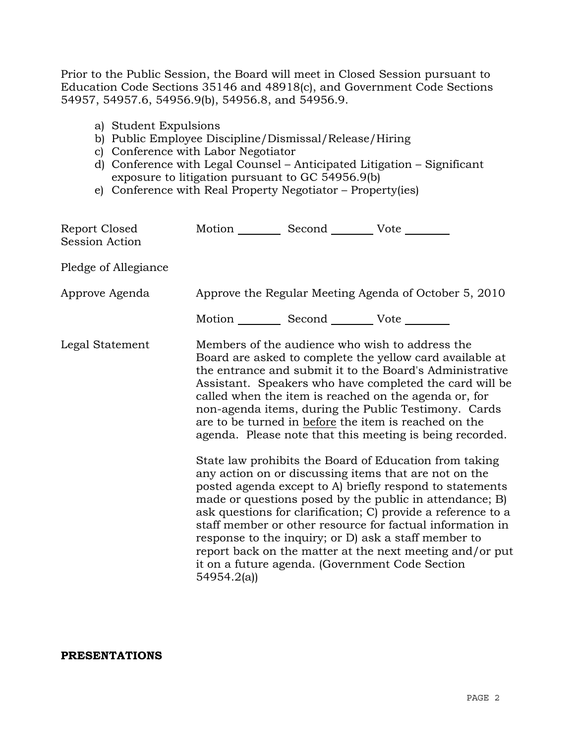Prior to the Public Session, the Board will meet in Closed Session pursuant to Education Code Sections 35146 and 48918(c), and Government Code Sections 54957, 54957.6, 54956.9(b), 54956.8, and 54956.9.

a) Student Expulsions
b) Public Employee Discipline/Dismissal/Release/Hiring
c) Conference with Labor Negotiator
d) Conference with Legal Counsel – Anticipated Litigation – Significant exposure to litigation pursuant to GC 54956.9(b)
e) Conference with Real Property Negotiator – Property(ies)

Report Closed Session Action — Motion ________ Second ________ Vote ________

Pledge of Allegiance

Approve Agenda — Approve the Regular Meeting Agenda of October 5, 2010

Motion ________ Second ________ Vote ________

Legal Statement — Members of the audience who wish to address the Board are asked to complete the yellow card available at the entrance and submit it to the Board's Administrative Assistant. Speakers who have completed the card will be called when the item is reached on the agenda or, for non-agenda items, during the Public Testimony. Cards are to be turned in <u>before</u> the item is reached on the agenda. Please note that this meeting is being recorded.

State law prohibits the Board of Education from taking any action on or discussing items that are not on the posted agenda except to A) briefly respond to statements made or questions posed by the public in attendance; B) ask questions for clarification; C) provide a reference to a staff member or other resource for factual information in response to the inquiry; or D) ask a staff member to report back on the matter at the next meeting and/or put it on a future agenda. (Government Code Section 54954.2(a))

**PRESENTATIONS**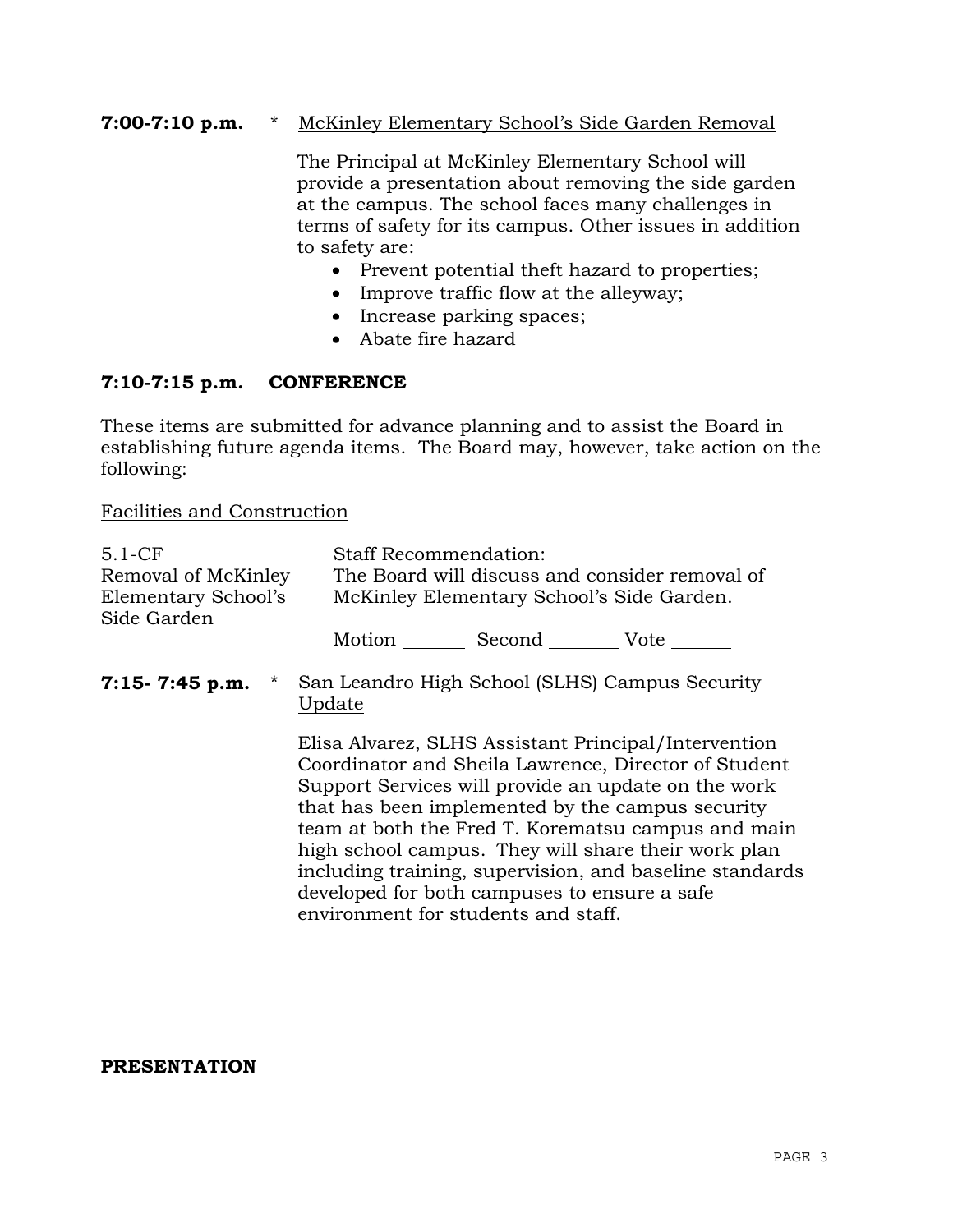**7:00-7:10 p.m.** * McKinley Elementary School's Side Garden Removal

The Principal at McKinley Elementary School will provide a presentation about removing the side garden at the campus. The school faces many challenges in terms of safety for its campus. Other issues in addition to safety are:

- Prevent potential theft hazard to properties;
- Improve traffic flow at the alleyway;
- Increase parking spaces;
- Abate fire hazard

**7:10-7:15 p.m. CONFERENCE**

These items are submitted for advance planning and to assist the Board in establishing future agenda items. The Board may, however, take action on the following:

Facilities and Construction

5.1-CF
Removal of McKinley Elementary School's Side Garden

Staff Recommendation:
The Board will discuss and consider removal of McKinley Elementary School's Side Garden.

Motion _______ Second _______ Vote _______

**7:15- 7:45 p.m.** * San Leandro High School (SLHS) Campus Security Update

Elisa Alvarez, SLHS Assistant Principal/Intervention Coordinator and Sheila Lawrence, Director of Student Support Services will provide an update on the work that has been implemented by the campus security team at both the Fred T. Korematsu campus and main high school campus. They will share their work plan including training, supervision, and baseline standards developed for both campuses to ensure a safe environment for students and staff.

**PRESENTATION**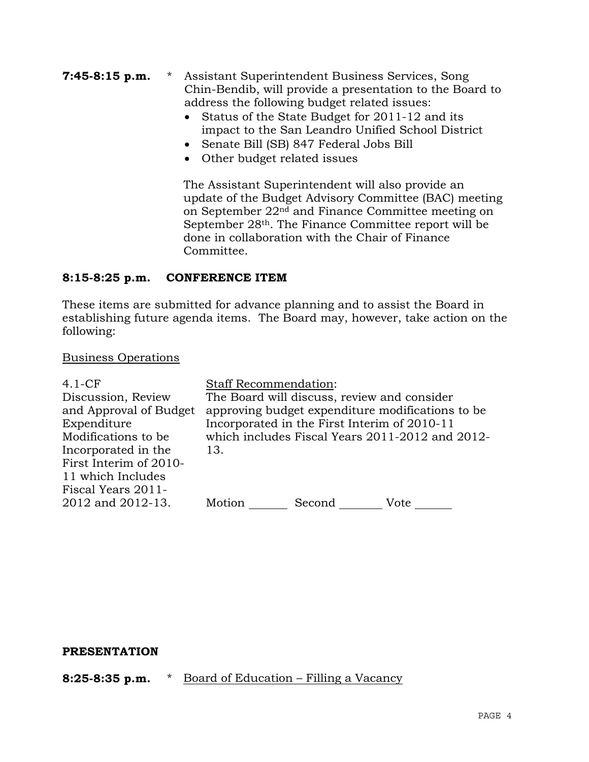**7:45-8:15 p.m.** * Assistant Superintendent Business Services, Song Chin-Bendib, will provide a presentation to the Board to address the following budget related issues:

- Status of the State Budget for 2011-12 and its impact to the San Leandro Unified School District
- Senate Bill (SB) 847 Federal Jobs Bill
- Other budget related issues

The Assistant Superintendent will also provide an update of the Budget Advisory Committee (BAC) meeting on September 22nd and Finance Committee meeting on September 28th. The Finance Committee report will be done in collaboration with the Chair of Finance Committee.

**8:15-8:25 p.m. CONFERENCE ITEM**

These items are submitted for advance planning and to assist the Board in establishing future agenda items. The Board may, however, take action on the following:

Business Operations

| | |
|---|---|
| 4.1-CF<br>Discussion, Review and Approval of Budget Expenditure Modifications to be Incorporated in the First Interim of 2010-11 which Includes Fiscal Years 2011-2012 and 2012-13. | Staff Recommendation:<br>The Board will discuss, review and consider approving budget expenditure modifications to be Incorporated in the First Interim of 2010-11 which includes Fiscal Years 2011-2012 and 2012-13.<br><br>Motion ______ Second ______ Vote ______ |

**PRESENTATION**

**8:25-8:35 p.m.** * Board of Education – Filling a Vacancy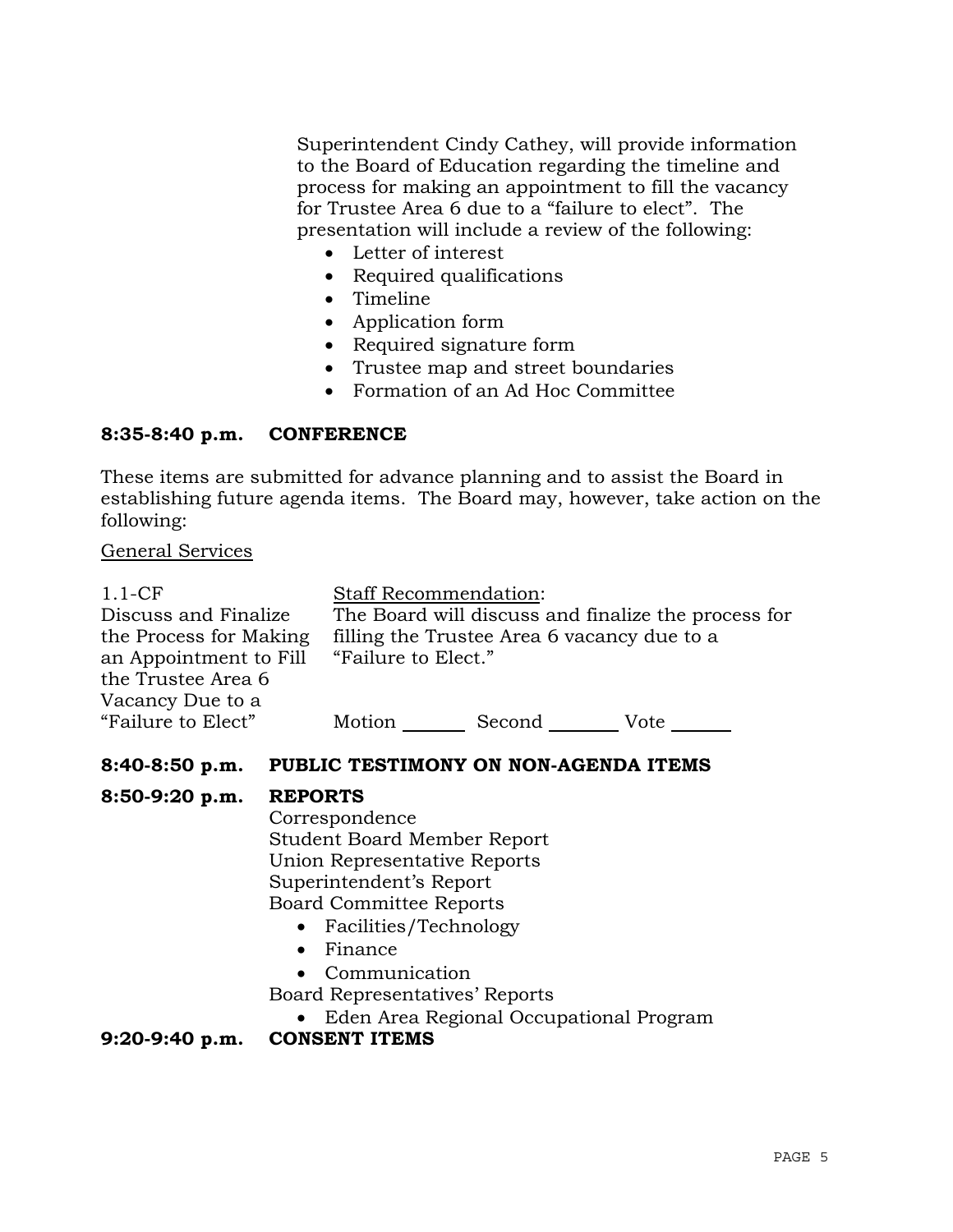Superintendent Cindy Cathey, will provide information to the Board of Education regarding the timeline and process for making an appointment to fill the vacancy for Trustee Area 6 due to a "failure to elect". The presentation will include a review of the following:

- Letter of interest
- Required qualifications
- Timeline
- Application form
- Required signature form
- Trustee map and street boundaries
- Formation of an Ad Hoc Committee

**8:35-8:40 p.m. CONFERENCE**

These items are submitted for advance planning and to assist the Board in establishing future agenda items. The Board may, however, take action on the following:

General Services

| | |
|---|---|
| 1.1-CF<br>Discuss and Finalize the Process for Making an Appointment to Fill the Trustee Area 6 Vacancy Due to a "Failure to Elect" | Staff Recommendation:<br>The Board will discuss and finalize the process for filling the Trustee Area 6 vacancy due to a "Failure to Elect."<br><br>Motion ______ Second ______ Vote ______ |

**8:40-8:50 p.m. PUBLIC TESTIMONY ON NON-AGENDA ITEMS**

**8:50-9:20 p.m. REPORTS**

Correspondence
Student Board Member Report
Union Representative Reports
Superintendent's Report
Board Committee Reports

- Facilities/Technology
- Finance
- Communication

Board Representatives' Reports

- Eden Area Regional Occupational Program

**9:20-9:40 p.m. CONSENT ITEMS**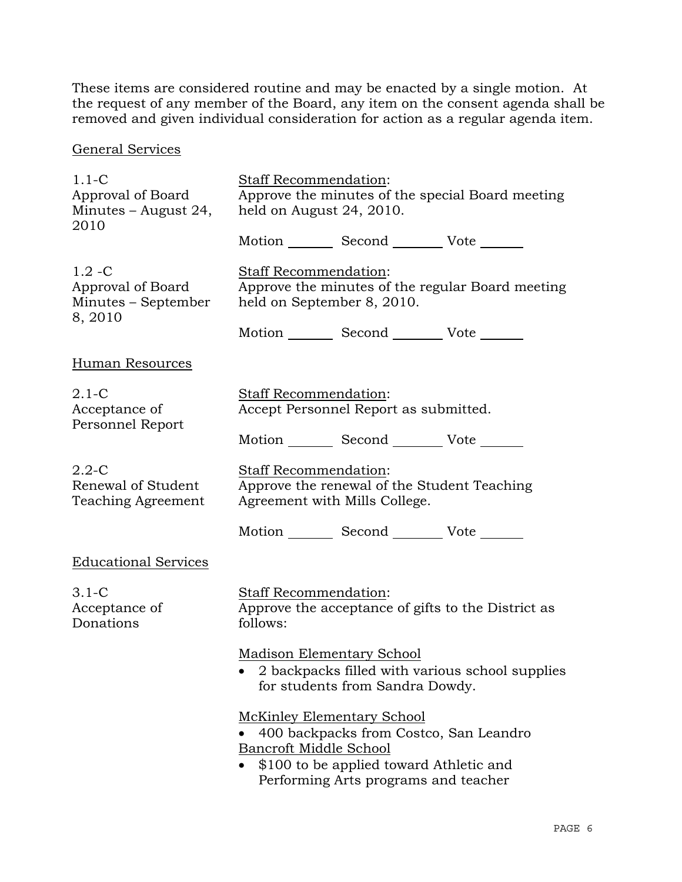These items are considered routine and may be enacted by a single motion. At the request of any member of the Board, any item on the consent agenda shall be removed and given individual consideration for action as a regular agenda item.

General Services

1.1-C
Approval of Board Minutes – August 24, 2010

Staff Recommendation:
Approve the minutes of the special Board meeting held on August 24, 2010.

Motion _______ Second _______ Vote _______

1.2 -C
Approval of Board Minutes – September 8, 2010

Staff Recommendation:
Approve the minutes of the regular Board meeting held on September 8, 2010.

Motion _______ Second _______ Vote _______

Human Resources

2.1-C
Acceptance of Personnel Report

Staff Recommendation:
Accept Personnel Report as submitted.

Motion _______ Second _______ Vote _______

2.2-C
Renewal of Student Teaching Agreement

Staff Recommendation:
Approve the renewal of the Student Teaching Agreement with Mills College.

Motion _______ Second _______ Vote _______

Educational Services

3.1-C
Acceptance of Donations

Staff Recommendation:
Approve the acceptance of gifts to the District as follows:

Madison Elementary School

- 2 backpacks filled with various school supplies for students from Sandra Dowdy.

McKinley Elementary School

- 400 backpacks from Costco, San Leandro

Bancroft Middle School

- $100 to be applied toward Athletic and Performing Arts programs and teacher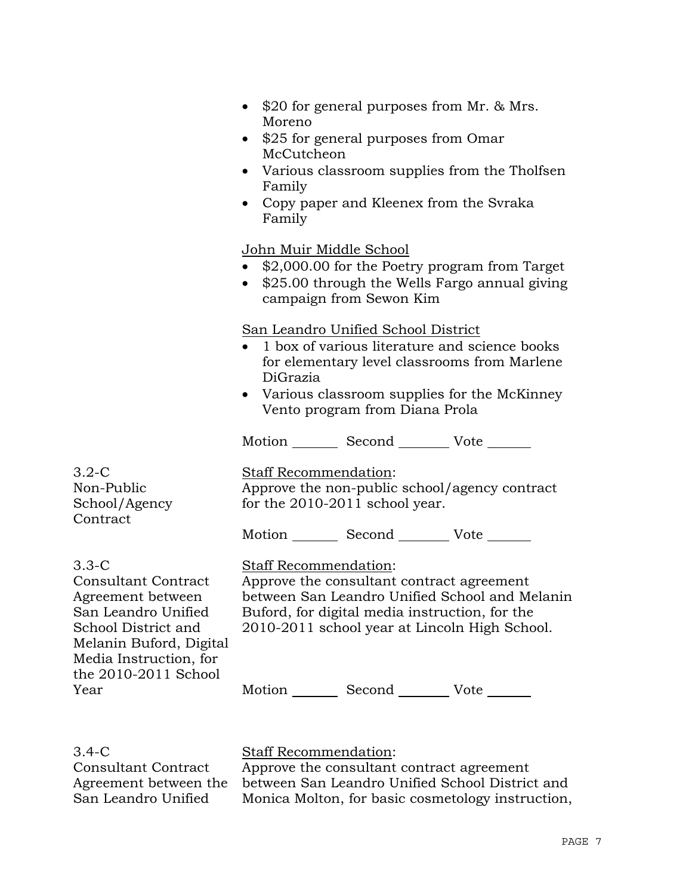- $20 for general purposes from Mr. & Mrs. Moreno
- $25 for general purposes from Omar McCutcheon
- Various classroom supplies from the Tholfsen Family
- Copy paper and Kleenex from the Svraka Family

John Muir Middle School

- $2,000.00 for the Poetry program from Target
- $25.00 through the Wells Fargo annual giving campaign from Sewon Kim

San Leandro Unified School District

- 1 box of various literature and science books for elementary level classrooms from Marlene DiGrazia
- Various classroom supplies for the McKinney Vento program from Diana Prola

Motion _______ Second _______ Vote _______

3.2-C Non-Public School/Agency Contract

Staff Recommendation:
Approve the non-public school/agency contract for the 2010-2011 school year.

Motion _______ Second _______ Vote _______

3.3-C Consultant Contract Agreement between San Leandro Unified School District and Melanin Buford, Digital Media Instruction, for the 2010-2011 School Year

Staff Recommendation:
Approve the consultant contract agreement between San Leandro Unified School and Melanin Buford, for digital media instruction, for the 2010-2011 school year at Lincoln High School.

Motion _______ Second _______ Vote _______

3.4-C Consultant Contract Agreement between the San Leandro Unified

Staff Recommendation:
Approve the consultant contract agreement between San Leandro Unified School District and Monica Molton, for basic cosmetology instruction,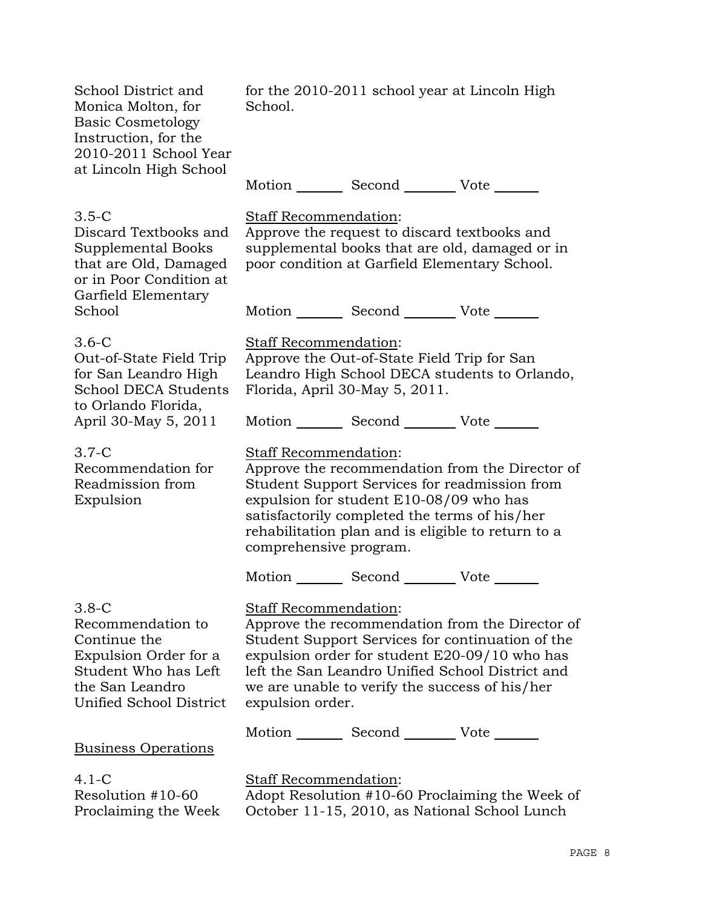School District and Monica Molton, for Basic Cosmetology Instruction, for the 2010-2011 School Year at Lincoln High School

for the 2010-2011 school year at Lincoln High School.

Motion _______ Second _______ Vote _______

3.5-C
Discard Textbooks and Supplemental Books that are Old, Damaged or in Poor Condition at Garfield Elementary School

Staff Recommendation:
Approve the request to discard textbooks and supplemental books that are old, damaged or in poor condition at Garfield Elementary School.

Motion _______ Second _______ Vote _______

3.6-C
Out-of-State Field Trip for San Leandro High School DECA Students to Orlando Florida, April 30-May 5, 2011

Staff Recommendation:
Approve the Out-of-State Field Trip for San Leandro High School DECA students to Orlando, Florida, April 30-May 5, 2011.

Motion _______ Second _______ Vote _______

3.7-C
Recommendation for Readmission from Expulsion

Staff Recommendation:
Approve the recommendation from the Director of Student Support Services for readmission from expulsion for student E10-08/09 who has satisfactorily completed the terms of his/her rehabilitation plan and is eligible to return to a comprehensive program.

Motion _______ Second _______ Vote _______

3.8-C
Recommendation to Continue the Expulsion Order for a Student Who has Left the San Leandro Unified School District

Staff Recommendation:
Approve the recommendation from the Director of Student Support Services for continuation of the expulsion order for student E20-09/10 who has left the San Leandro Unified School District and we are unable to verify the success of his/her expulsion order.

Motion _______ Second _______ Vote _______

Business Operations

4.1-C
Resolution #10-60 Proclaiming the Week

Staff Recommendation:
Adopt Resolution #10-60 Proclaiming the Week of October 11-15, 2010, as National School Lunch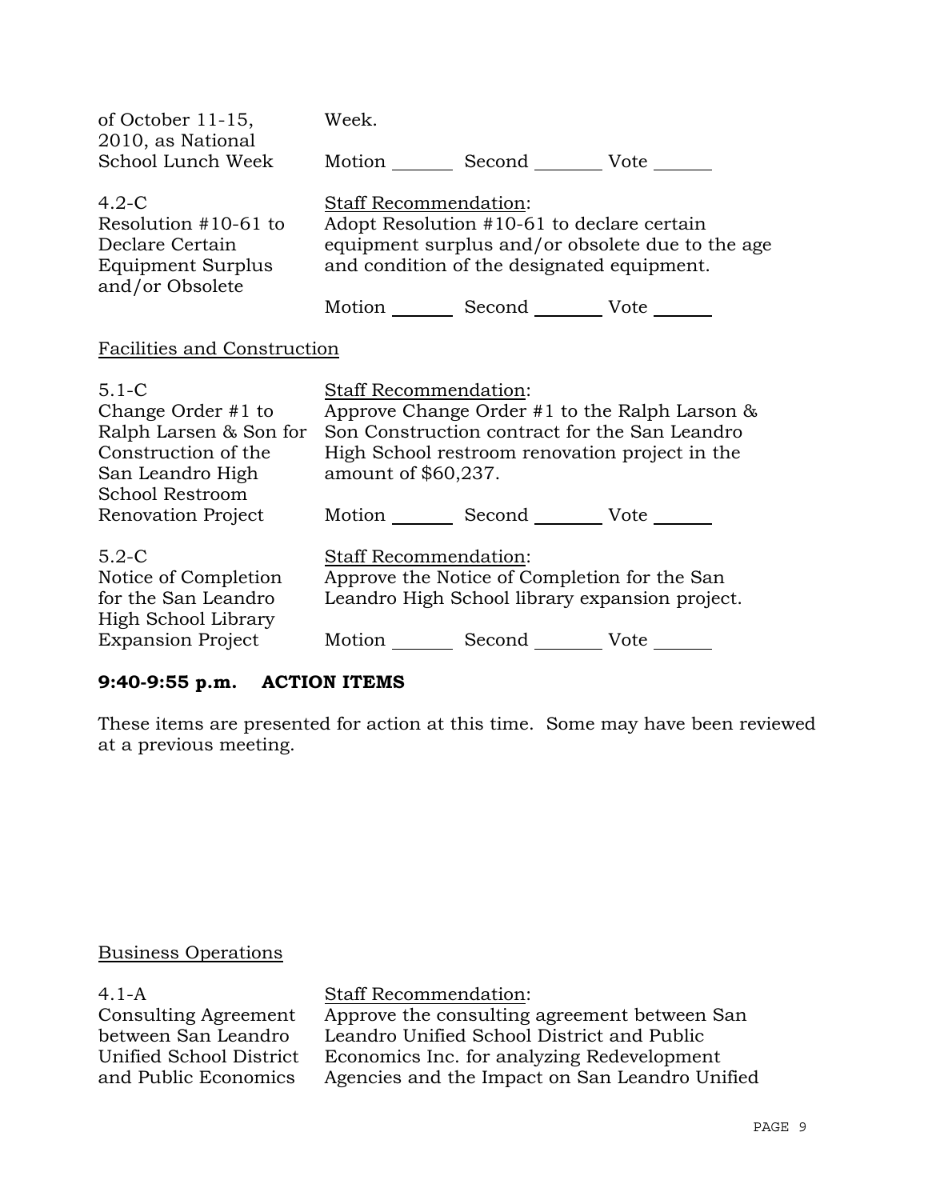| | |
|---|---|
| of October 11-15, 2010, as National School Lunch Week | Week.<br><br>Motion _______ Second _______ Vote ______ |
| 4.2-C<br>Resolution #10-61 to Declare Certain Equipment Surplus and/or Obsolete | Staff Recommendation:<br>Adopt Resolution #10-61 to declare certain equipment surplus and/or obsolete due to the age and condition of the designated equipment.<br><br>Motion _______ Second _______ Vote ______ |

Facilities and Construction

| | |
|---|---|
| 5.1-C<br>Change Order #1 to Ralph Larsen & Son for Construction of the San Leandro High School Restroom Renovation Project | Staff Recommendation:<br>Approve Change Order #1 to the Ralph Larson & Son Construction contract for the San Leandro High School restroom renovation project in the amount of $60,237.<br><br>Motion _______ Second _______ Vote ______ |
| 5.2-C<br>Notice of Completion for the San Leandro High School Library Expansion Project | Staff Recommendation:<br>Approve the Notice of Completion for the San Leandro High School library expansion project.<br><br>Motion _______ Second _______ Vote ______ |

**9:40-9:55 p.m. ACTION ITEMS**

These items are presented for action at this time. Some may have been reviewed at a previous meeting.

Business Operations

| | |
|---|---|
| 4.1-A<br>Consulting Agreement between San Leandro Unified School District and Public Economics | Staff Recommendation:<br>Approve the consulting agreement between San Leandro Unified School District and Public Economics Inc. for analyzing Redevelopment Agencies and the Impact on San Leandro Unified |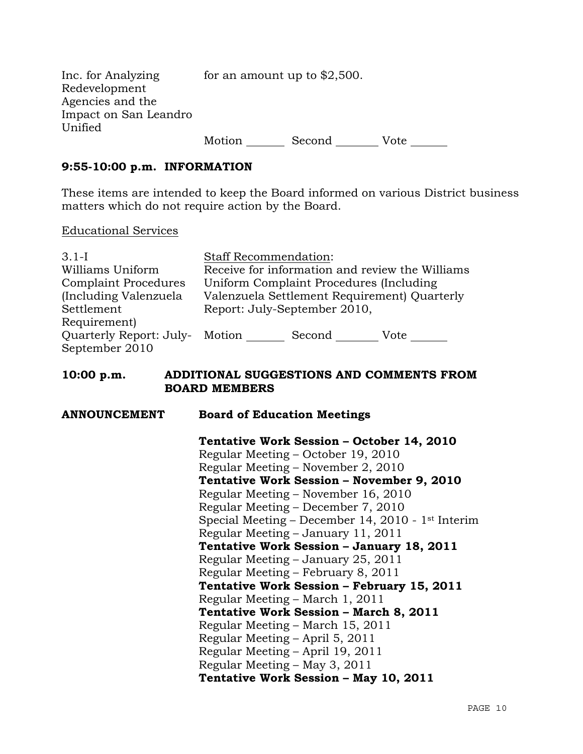| | |
|---|---|
| Inc. for Analyzing Redevelopment Agencies and the Impact on San Leandro Unified | for an amount up to $2,500.<br><br>Motion _______ Second ________ Vote _______ |

## 9:55-10:00 p.m. INFORMATION

These items are intended to keep the Board informed on various District business matters which do not require action by the Board.

Educational Services

| | |
|---|---|
| 3.1-I<br>Williams Uniform Complaint Procedures (Including Valenzuela Settlement Requirement) Quarterly Report: July-September 2010 | Staff Recommendation:<br>Receive for information and review the Williams Uniform Complaint Procedures (Including Valenzuela Settlement Requirement) Quarterly Report: July-September 2010,<br><br>Motion _______ Second ________ Vote _______ |

## 10:00 p.m. ADDITIONAL SUGGESTIONS AND COMMENTS FROM BOARD MEMBERS

**ANNOUNCEMENT** **Board of Education Meetings**

**Tentative Work Session – October 14, 2010**
Regular Meeting – October 19, 2010
Regular Meeting – November 2, 2010
**Tentative Work Session – November 9, 2010**
Regular Meeting – November 16, 2010
Regular Meeting – December 7, 2010
Special Meeting – December 14, 2010 - 1st Interim
Regular Meeting – January 11, 2011
**Tentative Work Session – January 18, 2011**
Regular Meeting – January 25, 2011
Regular Meeting – February 8, 2011
**Tentative Work Session – February 15, 2011**
Regular Meeting – March 1, 2011
**Tentative Work Session – March 8, 2011**
Regular Meeting – March 15, 2011
Regular Meeting – April 5, 2011
Regular Meeting – April 19, 2011
Regular Meeting – May 3, 2011
**Tentative Work Session – May 10, 2011**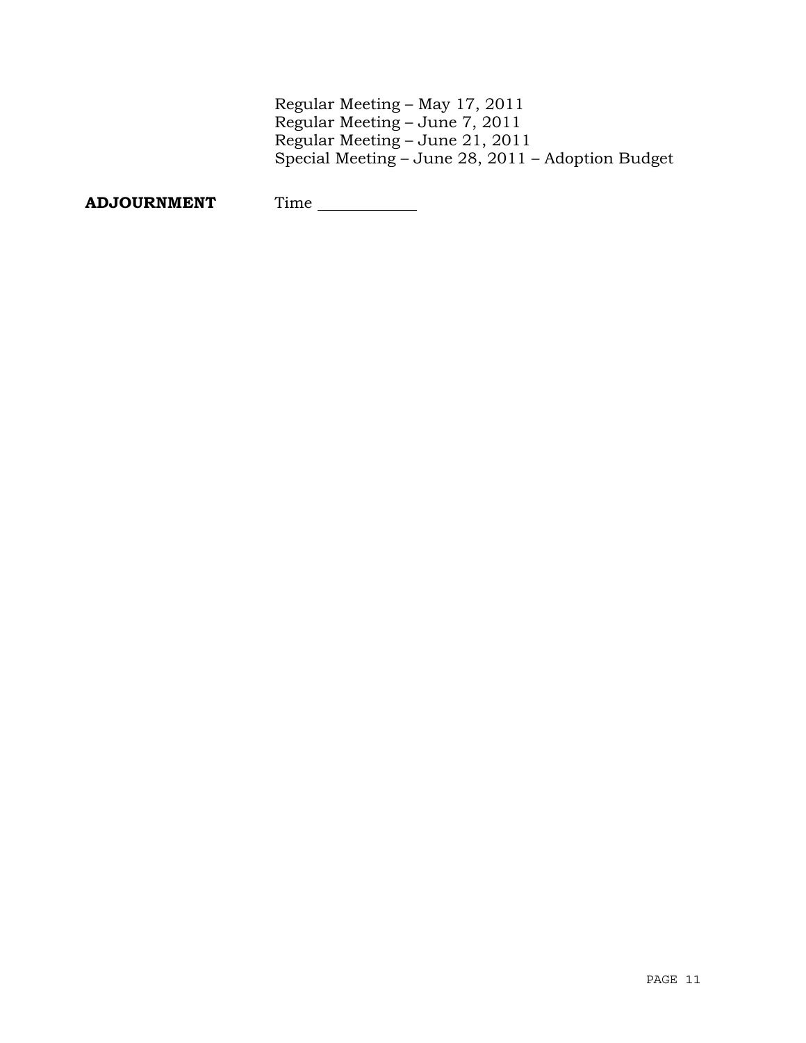Regular Meeting – May 17, 2011
Regular Meeting – June 7, 2011
Regular Meeting – June 21, 2011
Special Meeting – June 28, 2011 – Adoption Budget

**ADJOURNMENT** Time ____________